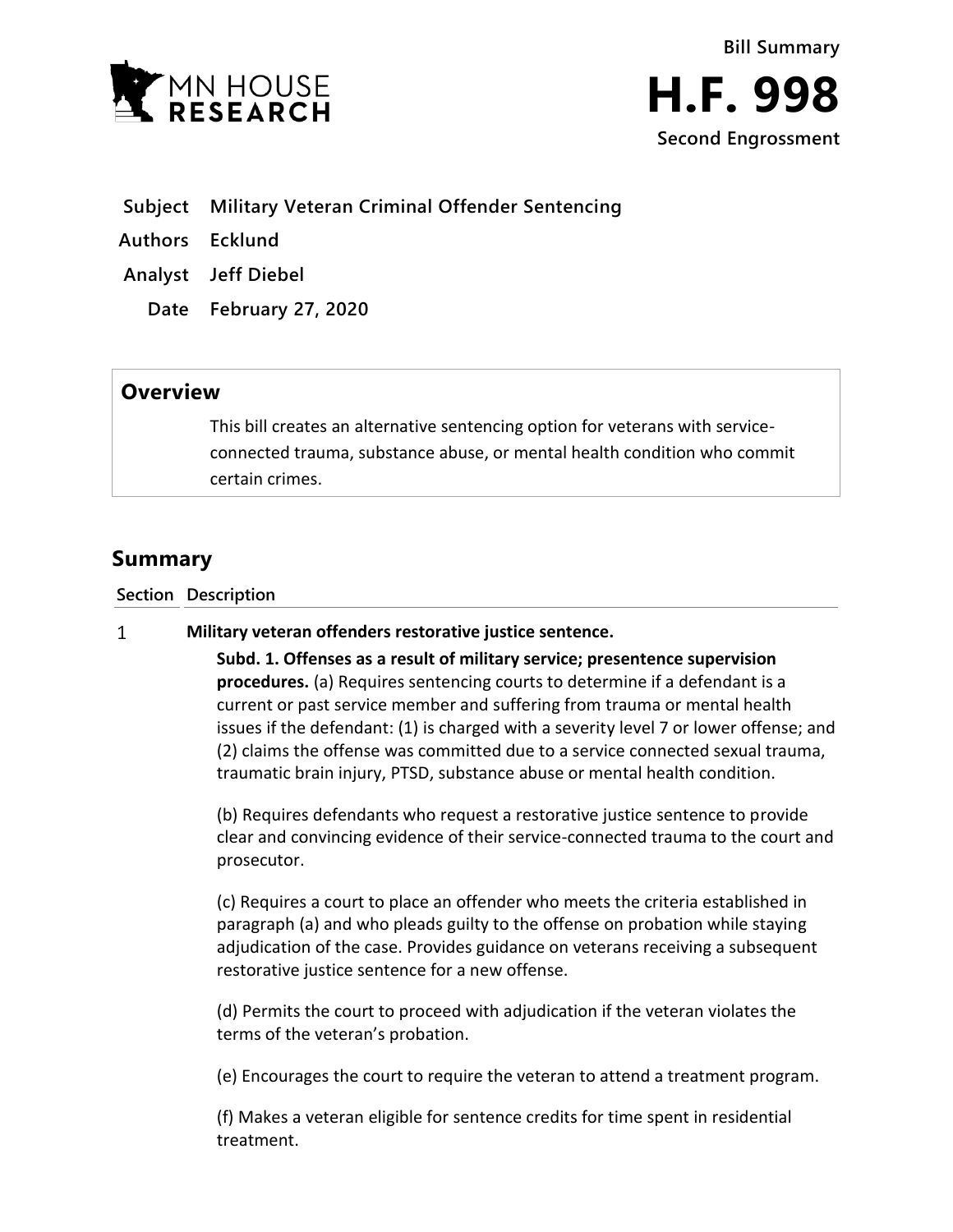Bill Summary

# H.F. 998

Second Engrossment

| | |
|---|---|
| **Subject** | **Military Veteran Criminal Offender Sentencing** |
| **Authors** | **Ecklund** |
| **Analyst** | **Jeff Diebel** |
| **Date** | **February 27, 2020** |

## Overview

This bill creates an alternative sentencing option for veterans with service-connected trauma, substance abuse, or mental health condition who commit certain crimes.

## Summary

| Section | Description |
|---|---|
| 1 | **Military veteran offenders restorative justice sentence.** |

**Subd. 1. Offenses as a result of military service; presentence supervision procedures.** (a) Requires sentencing courts to determine if a defendant is a current or past service member and suffering from trauma or mental health issues if the defendant: (1) is charged with a severity level 7 or lower offense; and (2) claims the offense was committed due to a service connected sexual trauma, traumatic brain injury, PTSD, substance abuse or mental health condition.

(b) Requires defendants who request a restorative justice sentence to provide clear and convincing evidence of their service-connected trauma to the court and prosecutor.

(c) Requires a court to place an offender who meets the criteria established in paragraph (a) and who pleads guilty to the offense on probation while staying adjudication of the case. Provides guidance on veterans receiving a subsequent restorative justice sentence for a new offense.

(d) Permits the court to proceed with adjudication if the veteran violates the terms of the veteran's probation.

(e) Encourages the court to require the veteran to attend a treatment program.

(f) Makes a veteran eligible for sentence credits for time spent in residential treatment.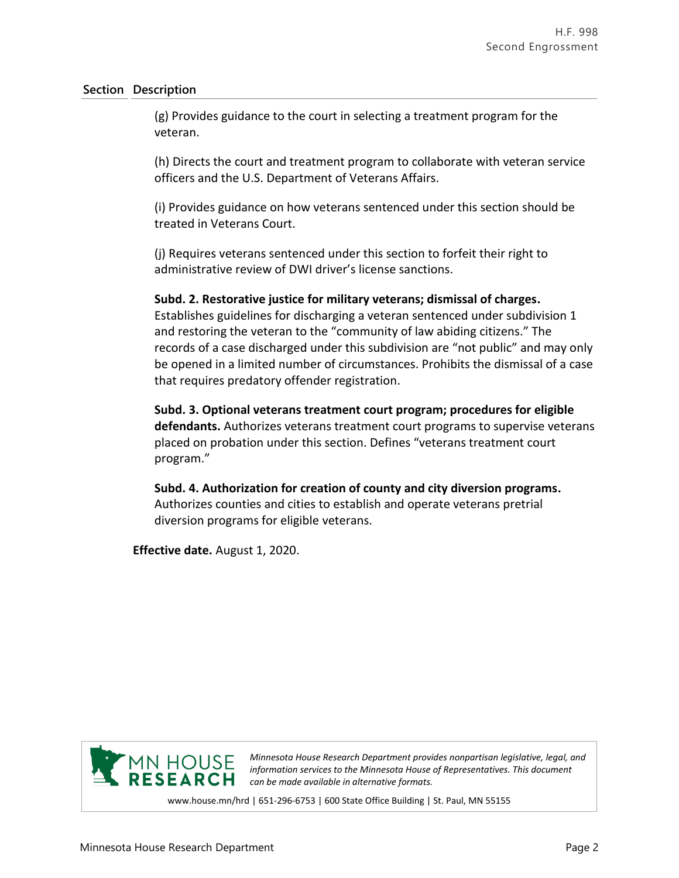| Section | Description |
| --- | --- |
| | (g) Provides guidance to the court in selecting a treatment program for the veteran. |
| | (h) Directs the court and treatment program to collaborate with veteran service officers and the U.S. Department of Veterans Affairs. |
| | (i) Provides guidance on how veterans sentenced under this section should be treated in Veterans Court. |
| | (j) Requires veterans sentenced under this section to forfeit their right to administrative review of DWI driver's license sanctions. |
| | **Subd. 2. Restorative justice for military veterans; dismissal of charges.** Establishes guidelines for discharging a veteran sentenced under subdivision 1 and restoring the veteran to the "community of law abiding citizens." The records of a case discharged under this subdivision are "not public" and may only be opened in a limited number of circumstances. Prohibits the dismissal of a case that requires predatory offender registration. |
| | **Subd. 3. Optional veterans treatment court program; procedures for eligible defendants.** Authorizes veterans treatment court programs to supervise veterans placed on probation under this section. Defines "veterans treatment court program." |
| | **Subd. 4. Authorization for creation of county and city diversion programs.** Authorizes counties and cities to establish and operate veterans pretrial diversion programs for eligible veterans. |
| | **Effective date.** August 1, 2020. |

MN HOUSE RESEARCH

*Minnesota House Research Department provides nonpartisan legislative, legal, and information services to the Minnesota House of Representatives. This document can be made available in alternative formats.*

www.house.mn/hrd | 651-296-6753 | 600 State Office Building | St. Paul, MN 55155